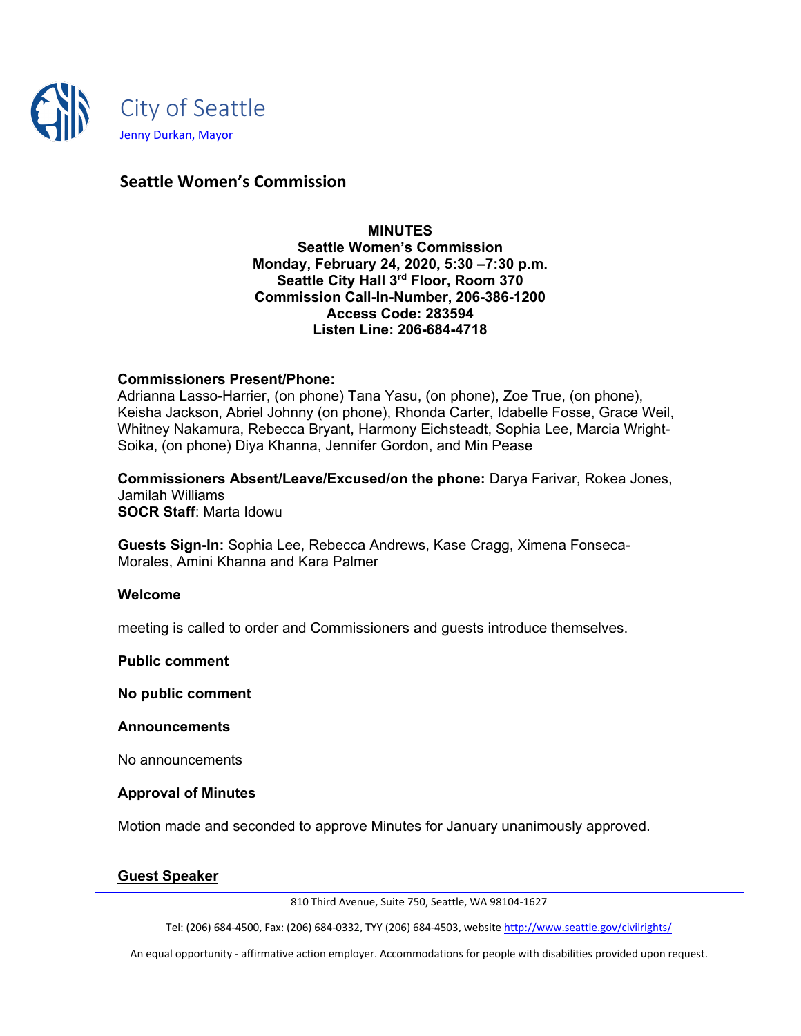City of Seattle

Jenny Durkan, Mayor

## Seattle Women's Commission

**MINUTES**
**Seattle Women's Commission**
**Monday, February 24, 2020, 5:30 –7:30 p.m.**
**Seattle City Hall 3rd Floor, Room 370**
**Commission Call-In-Number, 206-386-1200**
**Access Code: 283594**
**Listen Line: 206-684-4718**

**Commissioners Present/Phone:**
Adrianna Lasso-Harrier, (on phone) Tana Yasu, (on phone), Zoe True, (on phone), Keisha Jackson, Abriel Johnny (on phone), Rhonda Carter, Idabelle Fosse, Grace Weil, Whitney Nakamura, Rebecca Bryant, Harmony Eichsteadt, Sophia Lee, Marcia Wright-Soika, (on phone) Diya Khanna, Jennifer Gordon, and Min Pease

**Commissioners Absent/Leave/Excused/on the phone:** Darya Farivar, Rokea Jones, Jamilah Williams
**SOCR Staff**: Marta Idowu

**Guests Sign-In:** Sophia Lee, Rebecca Andrews, Kase Cragg, Ximena Fonseca-Morales, Amini Khanna and Kara Palmer

**Welcome**

meeting is called to order and Commissioners and guests introduce themselves.

**Public comment**

**No public comment**

**Announcements**

No announcements

**Approval of Minutes**

Motion made and seconded to approve Minutes for January unanimously approved.

**Guest Speaker**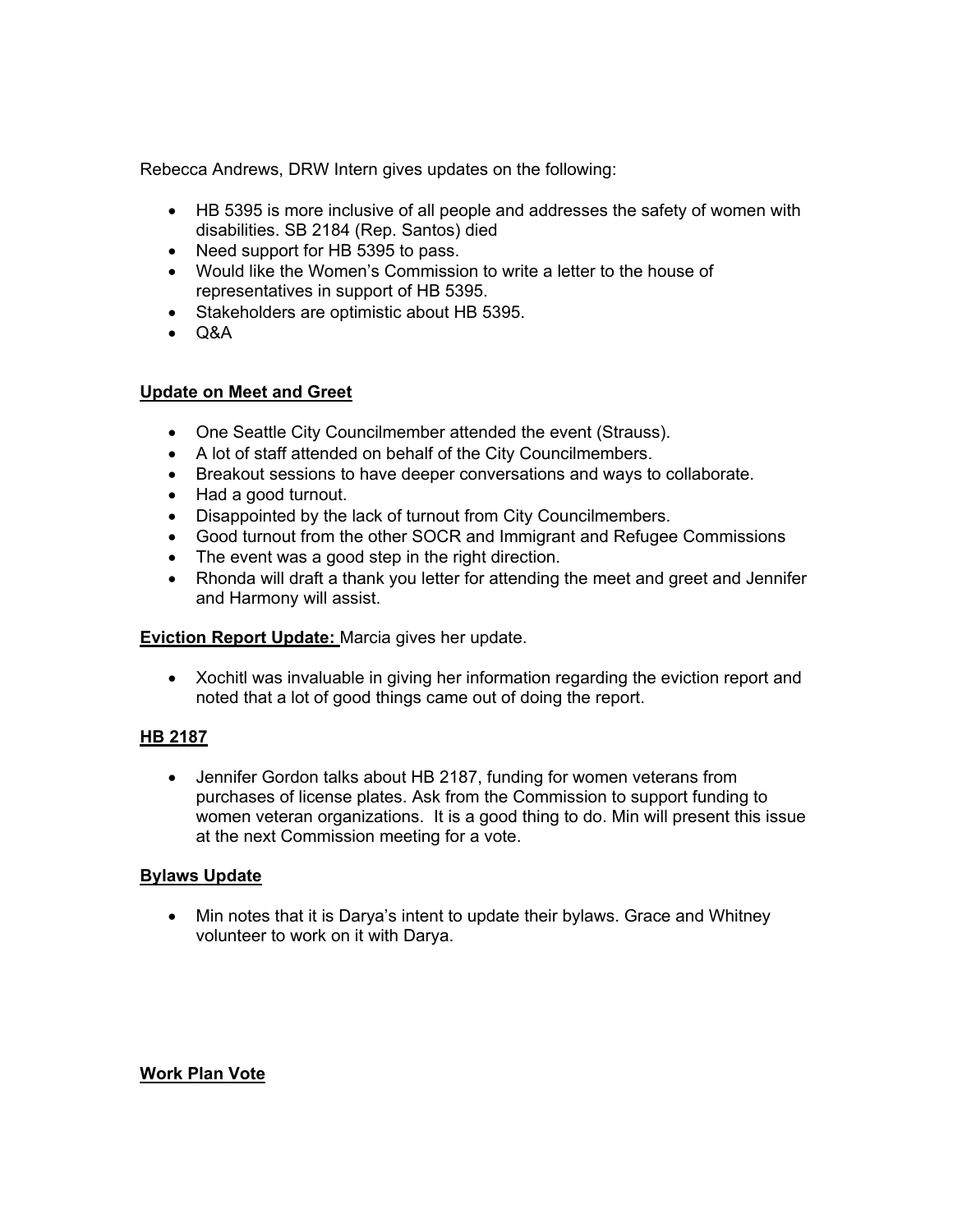Rebecca Andrews, DRW Intern gives updates on the following:

- HB 5395 is more inclusive of all people and addresses the safety of women with disabilities. SB 2184 (Rep. Santos) died
- Need support for HB 5395 to pass.
- Would like the Women's Commission to write a letter to the house of representatives in support of HB 5395.
- Stakeholders are optimistic about HB 5395.
- Q&A

**<u>Update on Meet and Greet</u>**

- One Seattle City Councilmember attended the event (Strauss).
- A lot of staff attended on behalf of the City Councilmembers.
- Breakout sessions to have deeper conversations and ways to collaborate.
- Had a good turnout.
- Disappointed by the lack of turnout from City Councilmembers.
- Good turnout from the other SOCR and Immigrant and Refugee Commissions
- The event was a good step in the right direction.
- Rhonda will draft a thank you letter for attending the meet and greet and Jennifer and Harmony will assist.

**<u>Eviction Report Update:</u>** Marcia gives her update.

- Xochitl was invaluable in giving her information regarding the eviction report and noted that a lot of good things came out of doing the report.

**<u>HB 2187</u>**

- Jennifer Gordon talks about HB 2187, funding for women veterans from purchases of license plates. Ask from the Commission to support funding to women veteran organizations. It is a good thing to do. Min will present this issue at the next Commission meeting for a vote.

**<u>Bylaws Update</u>**

- Min notes that it is Darya's intent to update their bylaws. Grace and Whitney volunteer to work on it with Darya.

**<u>Work Plan Vote</u>**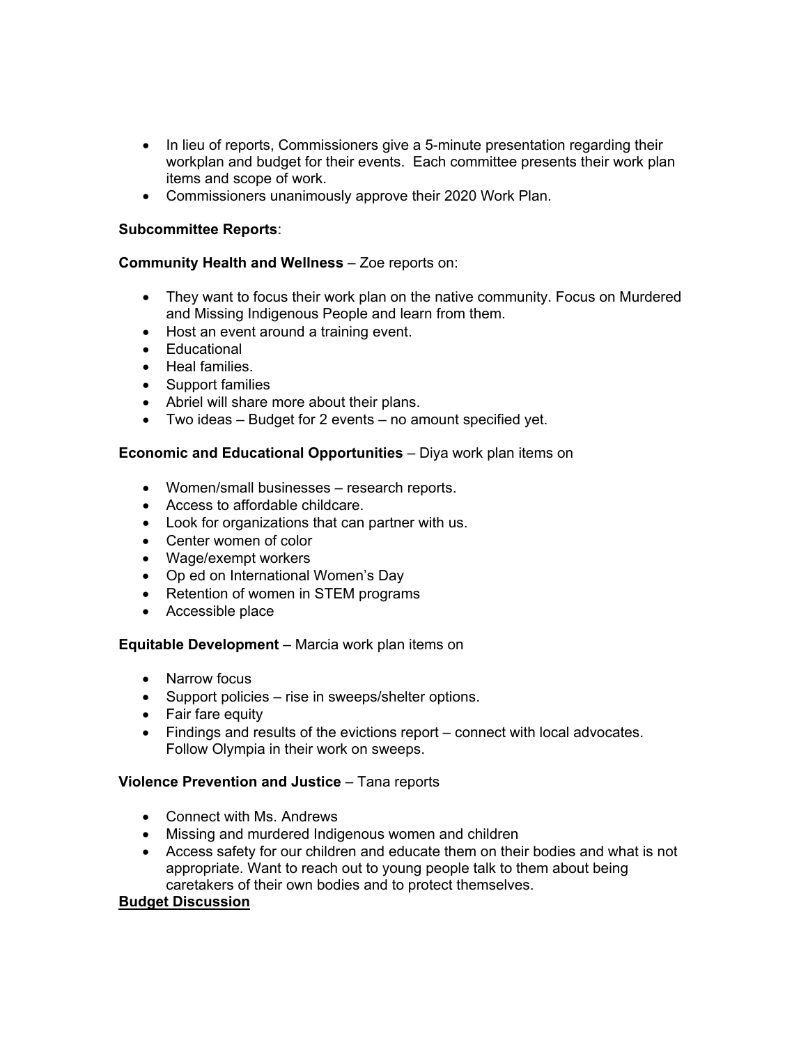- In lieu of reports, Commissioners give a 5-minute presentation regarding their workplan and budget for their events. Each committee presents their work plan items and scope of work.
- Commissioners unanimously approve their 2020 Work Plan.

**Subcommittee Reports**:

**Community Health and Wellness** – Zoe reports on:

- They want to focus their work plan on the native community. Focus on Murdered and Missing Indigenous People and learn from them.
- Host an event around a training event.
- Educational
- Heal families.
- Support families
- Abriel will share more about their plans.
- Two ideas – Budget for 2 events – no amount specified yet.

**Economic and Educational Opportunities** – Diya work plan items on

- Women/small businesses – research reports.
- Access to affordable childcare.
- Look for organizations that can partner with us.
- Center women of color
- Wage/exempt workers
- Op ed on International Women's Day
- Retention of women in STEM programs
- Accessible place

**Equitable Development** – Marcia work plan items on

- Narrow focus
- Support policies – rise in sweeps/shelter options.
- Fair fare equity
- Findings and results of the evictions report – connect with local advocates. Follow Olympia in their work on sweeps.

**Violence Prevention and Justice** – Tana reports

- Connect with Ms. Andrews
- Missing and murdered Indigenous women and children
- Access safety for our children and educate them on their bodies and what is not appropriate. Want to reach out to young people talk to them about being caretakers of their own bodies and to protect themselves.

**Budget Discussion**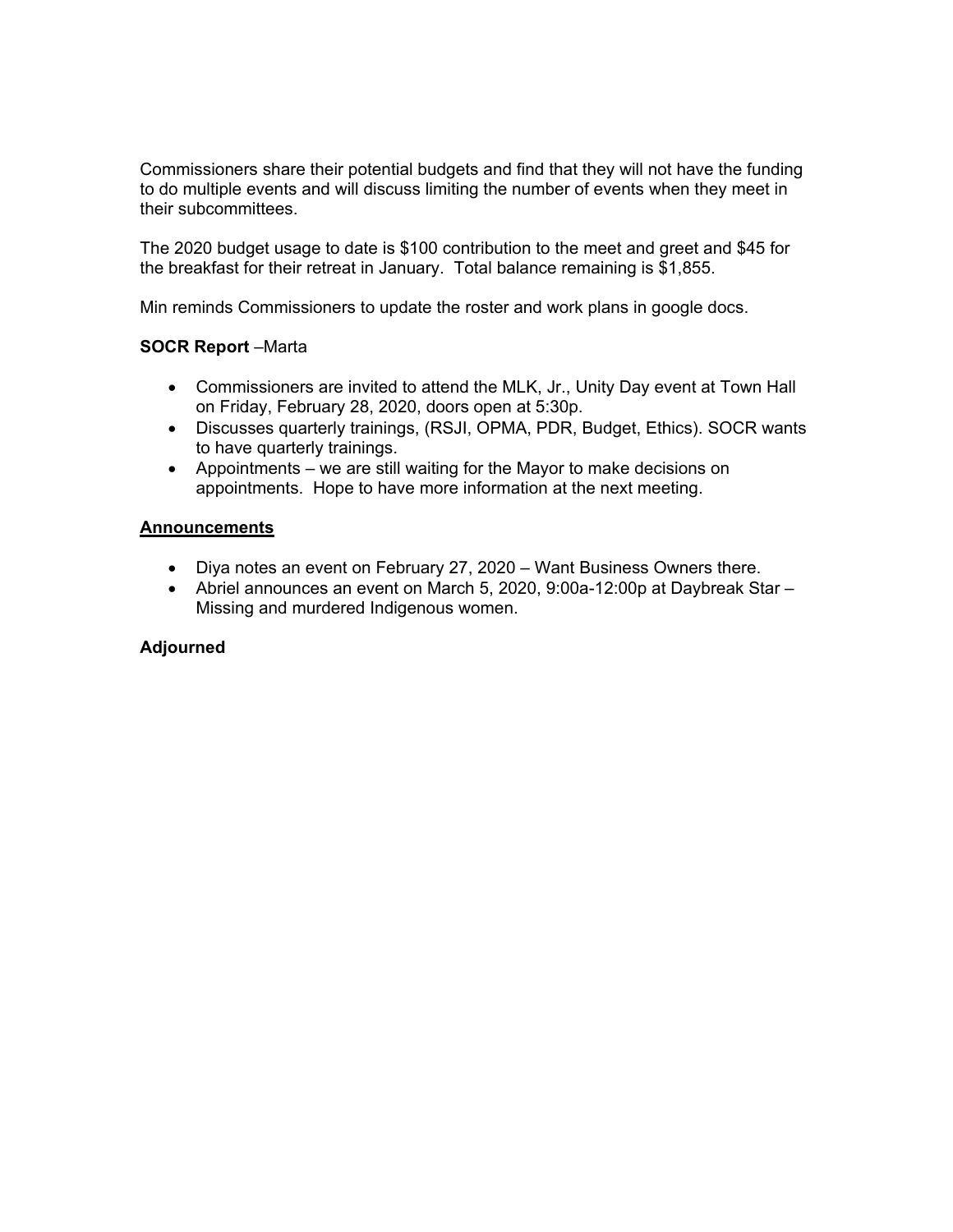Commissioners share their potential budgets and find that they will not have the funding to do multiple events and will discuss limiting the number of events when they meet in their subcommittees.

The 2020 budget usage to date is $100 contribution to the meet and greet and $45 for the breakfast for their retreat in January. Total balance remaining is $1,855.

Min reminds Commissioners to update the roster and work plans in google docs.

**SOCR Report** –Marta

- Commissioners are invited to attend the MLK, Jr., Unity Day event at Town Hall on Friday, February 28, 2020, doors open at 5:30p.
- Discusses quarterly trainings, (RSJI, OPMA, PDR, Budget, Ethics). SOCR wants to have quarterly trainings.
- Appointments – we are still waiting for the Mayor to make decisions on appointments. Hope to have more information at the next meeting.

**Announcements**

- Diya notes an event on February 27, 2020 – Want Business Owners there.
- Abriel announces an event on March 5, 2020, 9:00a-12:00p at Daybreak Star – Missing and murdered Indigenous women.

**Adjourned**